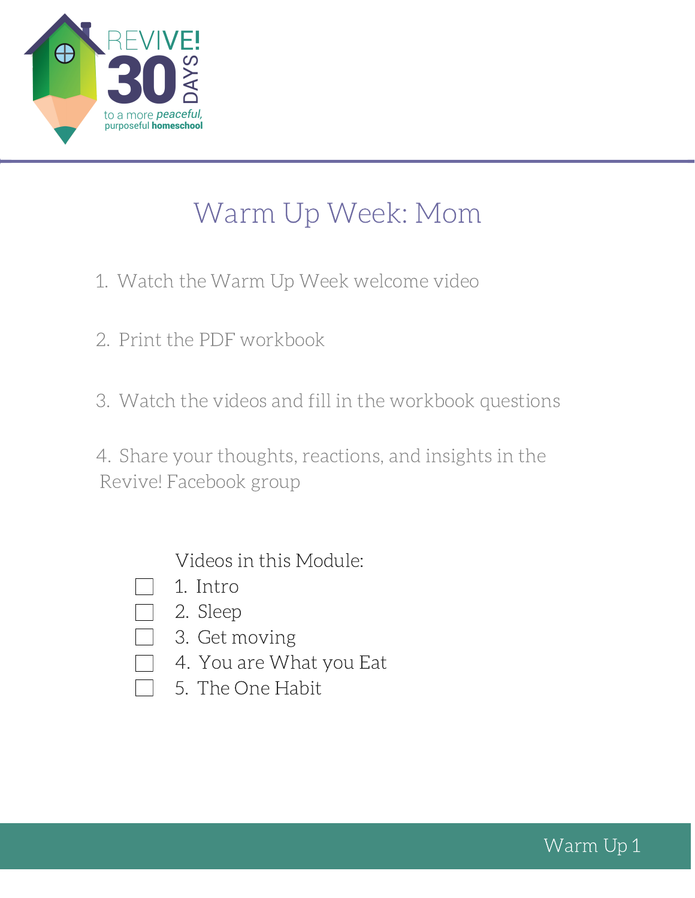REVIVE! 30 DAYS to a more *peaceful*, purposeful **homeschool**

# Warm Up Week: Mom

1. Watch the Warm Up Week welcome video

2. Print the PDF workbook

3. Watch the videos and fill in the workbook questions

4. Share your thoughts, reactions, and insights in the Revive! Facebook group

Videos in this Module:

- [ ] 1. Intro
- [ ] 2. Sleep
- [ ] 3. Get moving
- [ ] 4. You are What you Eat
- [ ] 5. The One Habit

Warm Up 1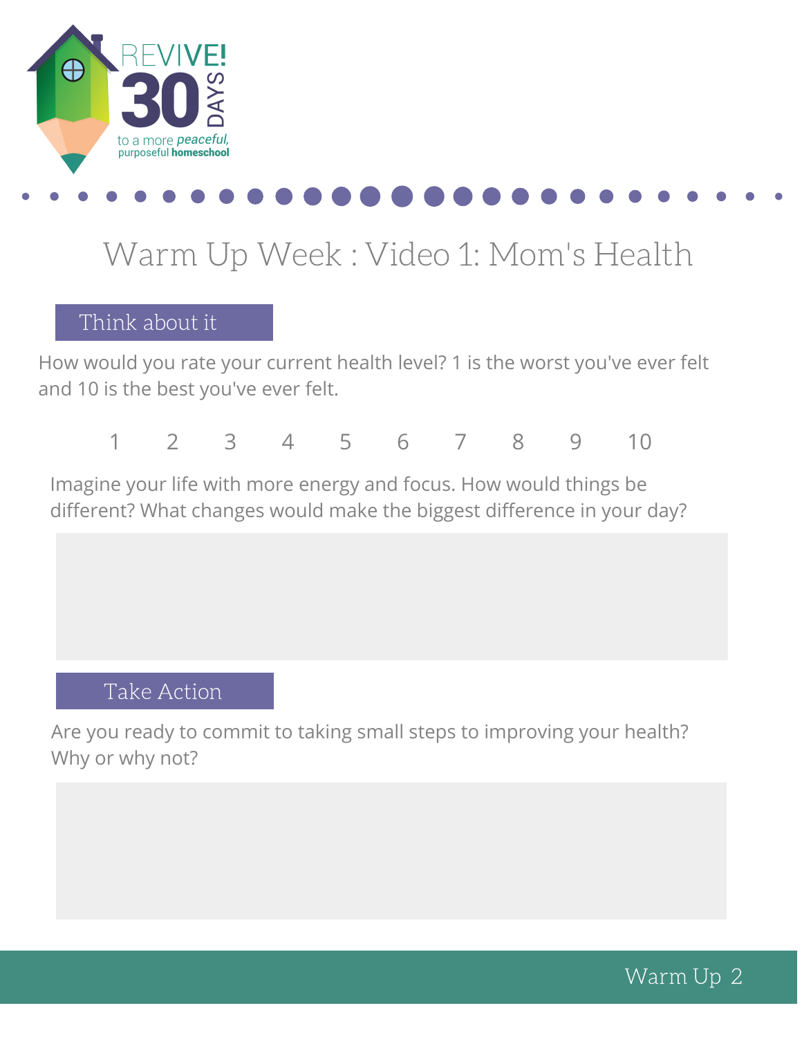REVIVE! 30 DAYS to a more *peaceful*, purposeful **homeschool**

# Warm Up Week : Video 1: Mom's Health

## Think about it

How would you rate your current health level? 1 is the worst you've ever felt and 10 is the best you've ever felt.

1 2 3 4 5 6 7 8 9 10

Imagine your life with more energy and focus. How would things be different? What changes would make the biggest difference in your day?

## Take Action

Are you ready to commit to taking small steps to improving your health? Why or why not?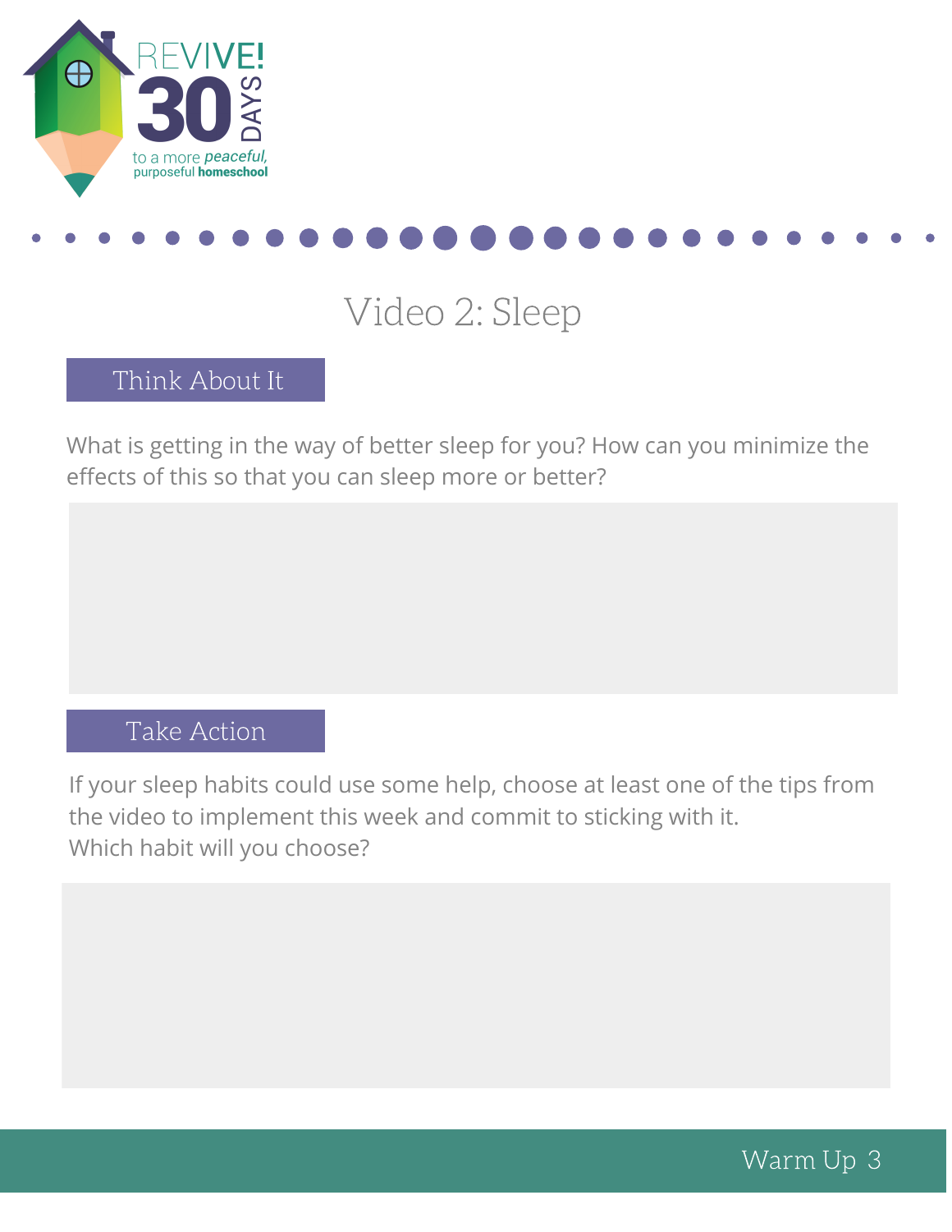# Video 2: Sleep

## Think About It

What is getting in the way of better sleep for you? How can you minimize the effects of this so that you can sleep more or better?

## Take Action

If your sleep habits could use some help, choose at least one of the tips from the video to implement this week and commit to sticking with it.
Which habit will you choose?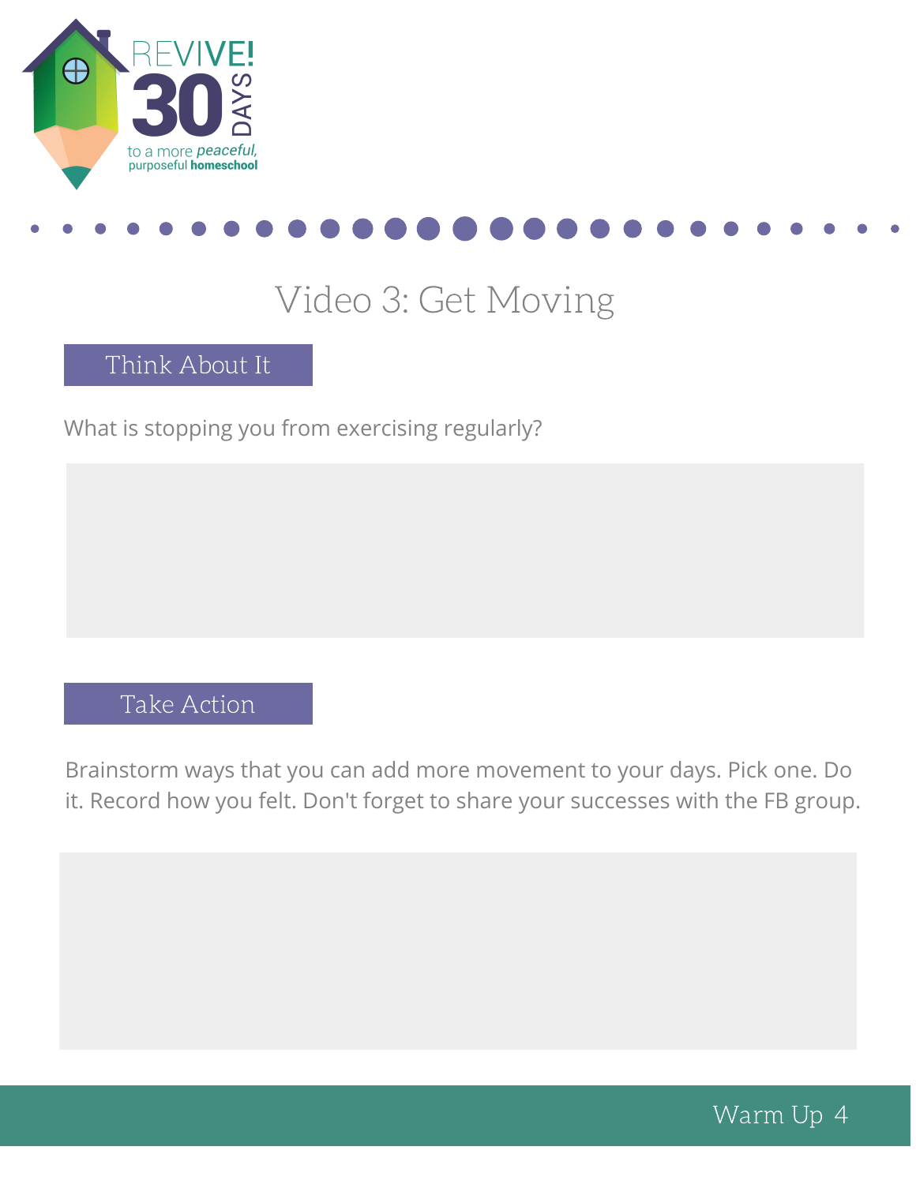# Video 3: Get Moving

## Think About It

What is stopping you from exercising regularly?

## Take Action

Brainstorm ways that you can add more movement to your days. Pick one. Do it. Record how you felt. Don't forget to share your successes with the FB group.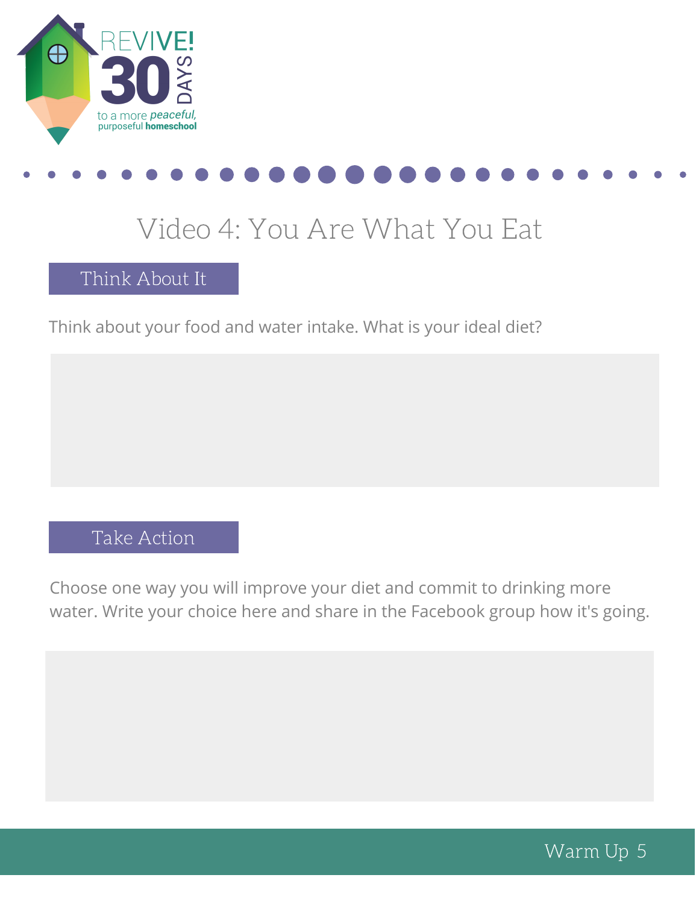# Video 4: You Are What You Eat

## Think About It

Think about your food and water intake. What is your ideal diet?

## Take Action

Choose one way you will improve your diet and commit to drinking more water. Write your choice here and share in the Facebook group how it's going.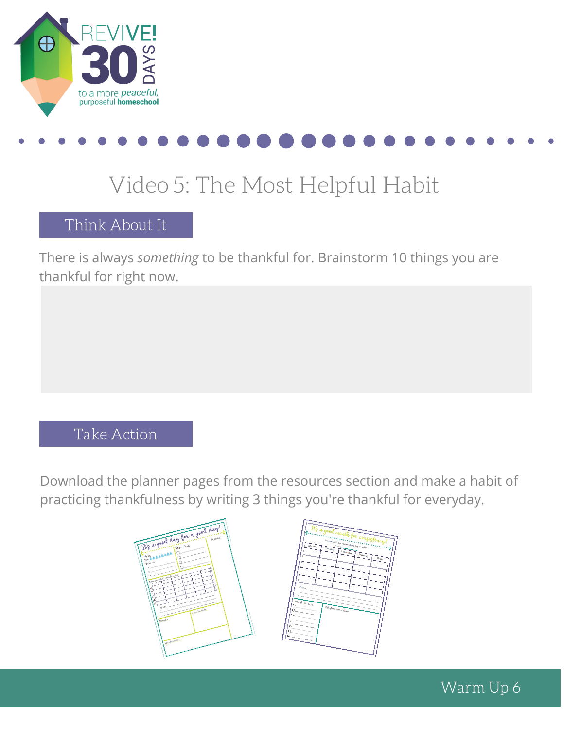# Video 5: The Most Helpful Habit

## Think About It

There is always *something* to be thankful for. Brainstorm 10 things you are thankful for right now.

## Take Action

Download the planner pages from the resources section and make a habit of practicing thankfulness by writing 3 things you're thankful for everyday.